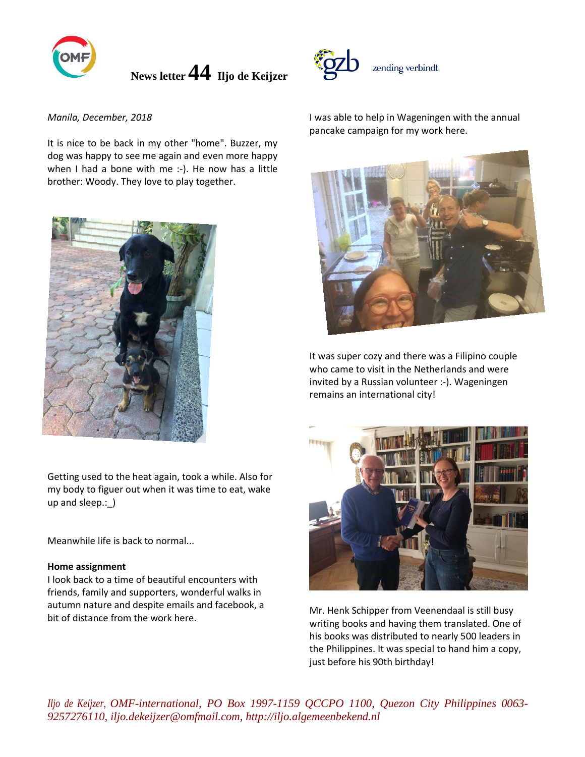# News letter 44 Iljo de Keijzer

zending verbindt

*Manila, December, 2018*

It is nice to be back in my other "home". Buzzer, my dog was happy to see me again and even more happy when I had a bone with me :-). He now has a little brother: Woody. They love to play together.

Getting used to the heat again, took a while. Also for my body to figuer out when it was time to eat, wake up and sleep.:_)

Meanwhile life is back to normal...

**Home assignment**

I look back to a time of beautiful encounters with friends, family and supporters, wonderful walks in autumn nature and despite emails and facebook, a bit of distance from the work here.

I was able to help in Wageningen with the annual pancake campaign for my work here.

It was super cozy and there was a Filipino couple who came to visit in the Netherlands and were invited by a Russian volunteer :-). Wageningen remains an international city!

Mr. Henk Schipper from Veenendaal is still busy writing books and having them translated. One of his books was distributed to nearly 500 leaders in the Philippines. It was special to hand him a copy, just before his 90th birthday!

*Iljo de Keijzer, OMF-international, PO Box 1997-1159 QCCPO 1100, Quezon City Philippines 0063-9257276110, iljo.dekeijzer@omfmail.com, http://iljo.algemeenbekend.nl*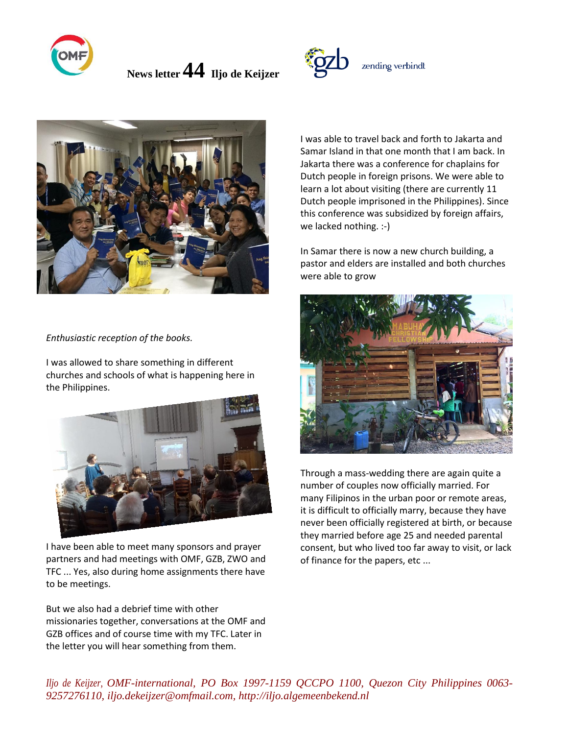**News letter 44 Iljo de Keijzer**

zending verbindt

*Enthusiastic reception of the books.*

I was allowed to share something in different churches and schools of what is happening here in the Philippines.

I have been able to meet many sponsors and prayer partners and had meetings with OMF, GZB, ZWO and TFC ... Yes, also during home assignments there have to be meetings.

But we also had a debrief time with other missionaries together, conversations at the OMF and GZB offices and of course time with my TFC. Later in the letter you will hear something from them.

I was able to travel back and forth to Jakarta and Samar Island in that one month that I am back. In Jakarta there was a conference for chaplains for Dutch people in foreign prisons. We were able to learn a lot about visiting (there are currently 11 Dutch people imprisoned in the Philippines). Since this conference was subsidized by foreign affairs, we lacked nothing. :-)

In Samar there is now a new church building, a pastor and elders are installed and both churches were able to grow

Through a mass-wedding there are again quite a number of couples now officially married. For many Filipinos in the urban poor or remote areas, it is difficult to officially marry, because they have never been officially registered at birth, or because they married before age 25 and needed parental consent, but who lived too far away to visit, or lack of finance for the papers, etc ...

*Iljo de Keijzer, OMF-international, PO Box 1997-1159 QCCPO 1100, Quezon City Philippines 0063-9257276110, iljo.dekeijzer@omfmail.com, http://iljo.algemeenbekend.nl*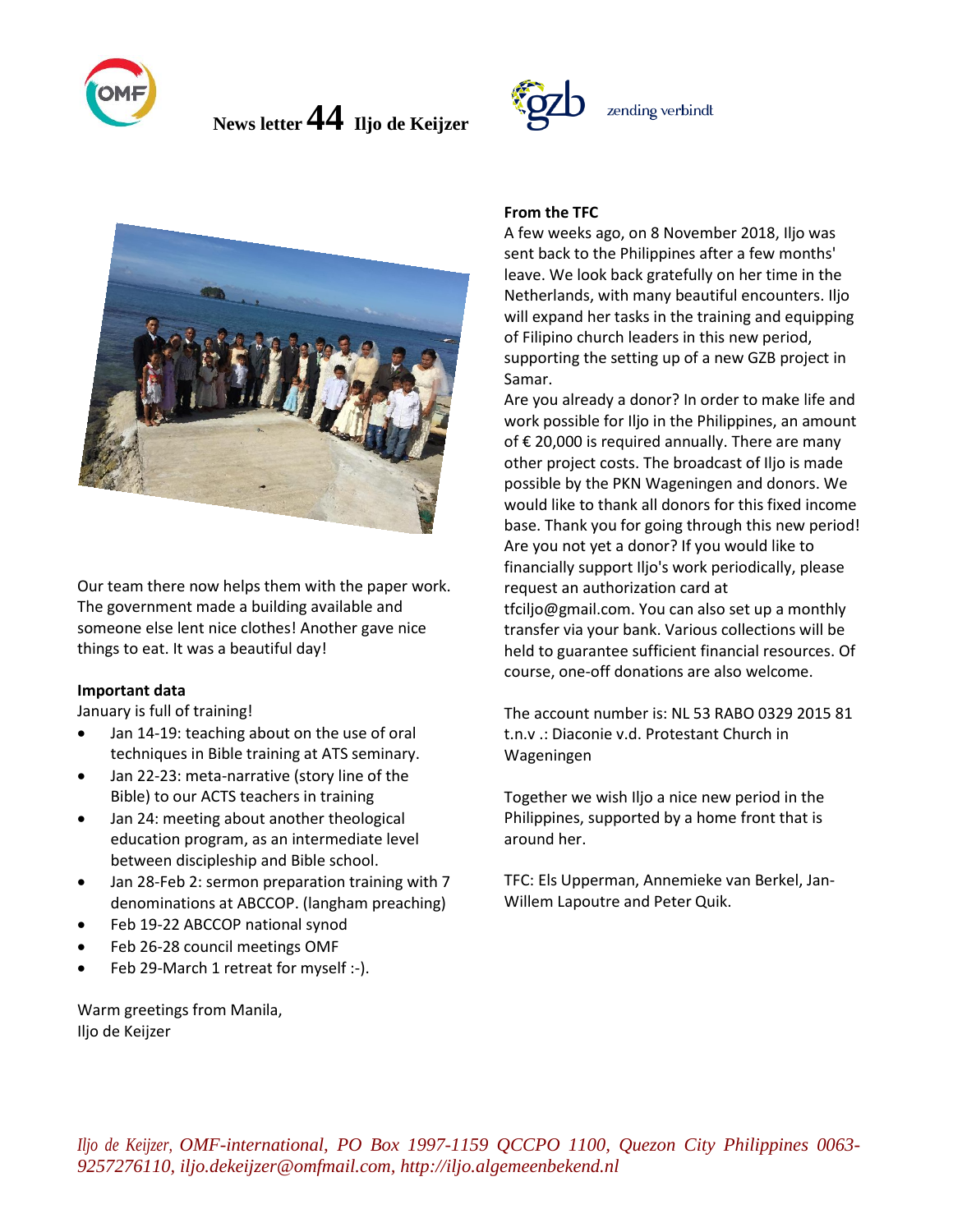**News letter 44 Iljo de Keijzer**

zending verbindt

Our team there now helps them with the paper work. The government made a building available and someone else lent nice clothes! Another gave nice things to eat. It was a beautiful day!

**Important data**

January is full of training!

- Jan 14-19: teaching about on the use of oral techniques in Bible training at ATS seminary.
- Jan 22-23: meta-narrative (story line of the Bible) to our ACTS teachers in training
- Jan 24: meeting about another theological education program, as an intermediate level between discipleship and Bible school.
- Jan 28-Feb 2: sermon preparation training with 7 denominations at ABCCOP. (langham preaching)
- Feb 19-22 ABCCOP national synod
- Feb 26-28 council meetings OMF
- Feb 29-March 1 retreat for myself :-).

Warm greetings from Manila,
Iljo de Keijzer

**From the TFC**

A few weeks ago, on 8 November 2018, Iljo was sent back to the Philippines after a few months' leave. We look back gratefully on her time in the Netherlands, with many beautiful encounters. Iljo will expand her tasks in the training and equipping of Filipino church leaders in this new period, supporting the setting up of a new GZB project in Samar.

Are you already a donor? In order to make life and work possible for Iljo in the Philippines, an amount of € 20,000 is required annually. There are many other project costs. The broadcast of Iljo is made possible by the PKN Wageningen and donors. We would like to thank all donors for this fixed income base. Thank you for going through this new period! Are you not yet a donor? If you would like to financially support Iljo's work periodically, please request an authorization card at tfciljo@gmail.com. You can also set up a monthly transfer via your bank. Various collections will be held to guarantee sufficient financial resources. Of course, one-off donations are also welcome.

The account number is: NL 53 RABO 0329 2015 81 t.n.v .: Diaconie v.d. Protestant Church in Wageningen

Together we wish Iljo a nice new period in the Philippines, supported by a home front that is around her.

TFC: Els Upperman, Annemieke van Berkel, Jan-Willem Lapoutre and Peter Quik.

*Iljo de Keijzer, OMF-international, PO Box 1997-1159 QCCPO 1100, Quezon City Philippines 0063-9257276110, iljo.dekeijzer@omfmail.com, http://iljo.algemeenbekend.nl*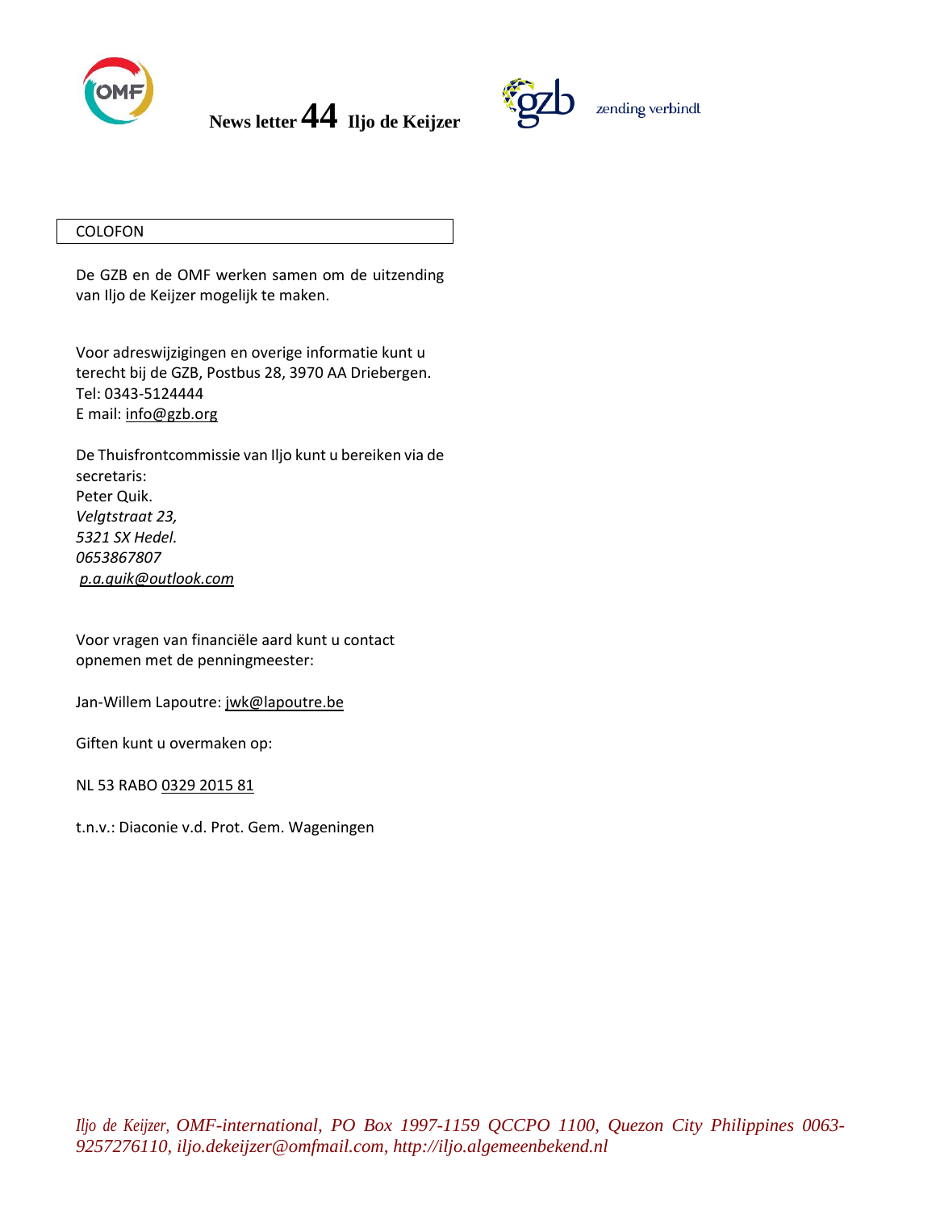**News letter 44 Iljo de Keijzer**

zending verbindt

COLOFON

De GZB en de OMF werken samen om de uitzending van Iljo de Keijzer mogelijk te maken.

Voor adreswijzigingen en overige informatie kunt u terecht bij de GZB, Postbus 28, 3970 AA Driebergen.
Tel: 0343-5124444
E mail: info@gzb.org

De Thuisfrontcommissie van Iljo kunt u bereiken via de secretaris:
Peter Quik.
*Velgtstraat 23,*
*5321 SX Hedel.*
*0653867807*
*p.a.quik@outlook.com*

Voor vragen van financiële aard kunt u contact opnemen met de penningmeester:

Jan-Willem Lapoutre: jwk@lapoutre.be

Giften kunt u overmaken op:

NL 53 RABO 0329 2015 81

t.n.v.: Diaconie v.d. Prot. Gem. Wageningen

*Iljo de Keijzer, OMF-international, PO Box 1997-1159 QCCPO 1100, Quezon City Philippines 0063-9257276110, iljo.dekeijzer@omfmail.com, http://iljo.algemeenbekend.nl*